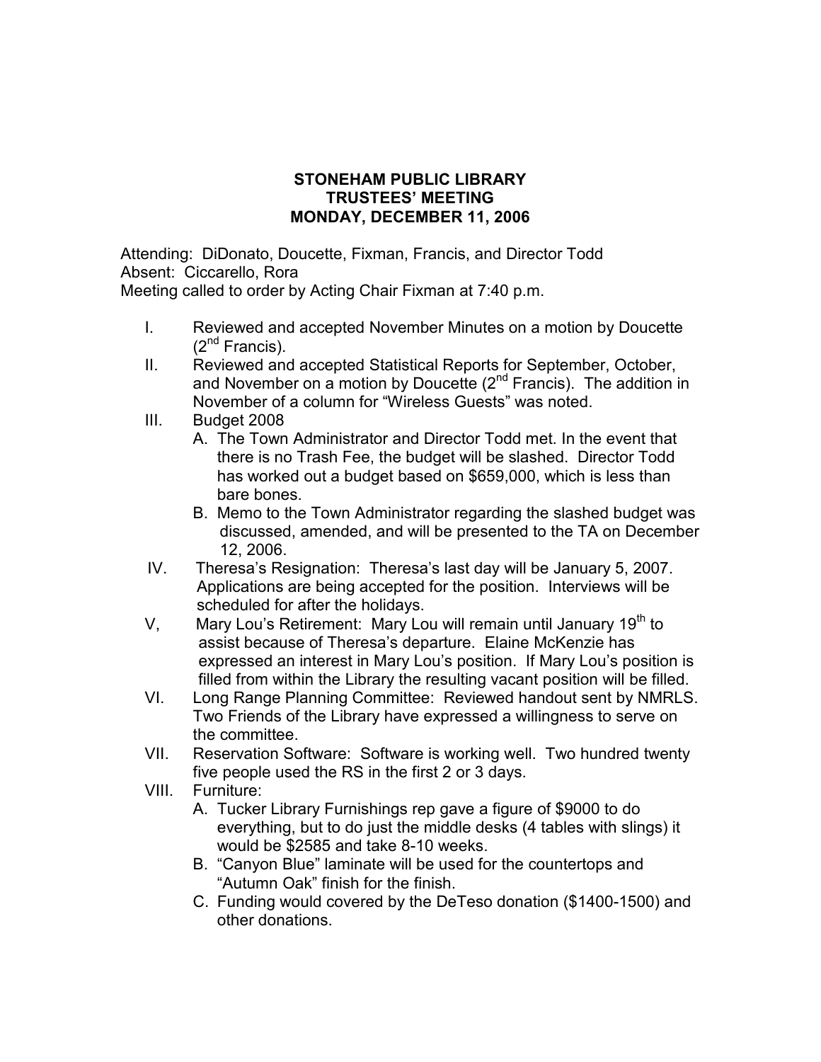# STONEHAM PUBLIC LIBRARY
## TRUSTEES' MEETING
## MONDAY, DECEMBER 11, 2006

Attending: DiDonato, Doucette, Fixman, Francis, and Director Todd
Absent: Ciccarello, Rora
Meeting called to order by Acting Chair Fixman at 7:40 p.m.

I. Reviewed and accepted November Minutes on a motion by Doucette (2nd Francis).

II. Reviewed and accepted Statistical Reports for September, October, and November on a motion by Doucette (2nd Francis). The addition in November of a column for "Wireless Guests" was noted.

III. Budget 2008
   - A. The Town Administrator and Director Todd met. In the event that there is no Trash Fee, the budget will be slashed. Director Todd has worked out a budget based on $659,000, which is less than bare bones.
   - B. Memo to the Town Administrator regarding the slashed budget was discussed, amended, and will be presented to the TA on December 12, 2006.

IV. Theresa's Resignation: Theresa's last day will be January 5, 2007. Applications are being accepted for the position. Interviews will be scheduled for after the holidays.

V, Mary Lou's Retirement: Mary Lou will remain until January 19th to assist because of Theresa's departure. Elaine McKenzie has expressed an interest in Mary Lou's position. If Mary Lou's position is filled from within the Library the resulting vacant position will be filled.

VI. Long Range Planning Committee: Reviewed handout sent by NMRLS. Two Friends of the Library have expressed a willingness to serve on the committee.

VII. Reservation Software: Software is working well. Two hundred twenty five people used the RS in the first 2 or 3 days.

VIII. Furniture:
   - A. Tucker Library Furnishings rep gave a figure of $9000 to do everything, but to do just the middle desks (4 tables with slings) it would be $2585 and take 8-10 weeks.
   - B. "Canyon Blue" laminate will be used for the countertops and "Autumn Oak" finish for the finish.
   - C. Funding would covered by the DeTeso donation ($1400-1500) and other donations.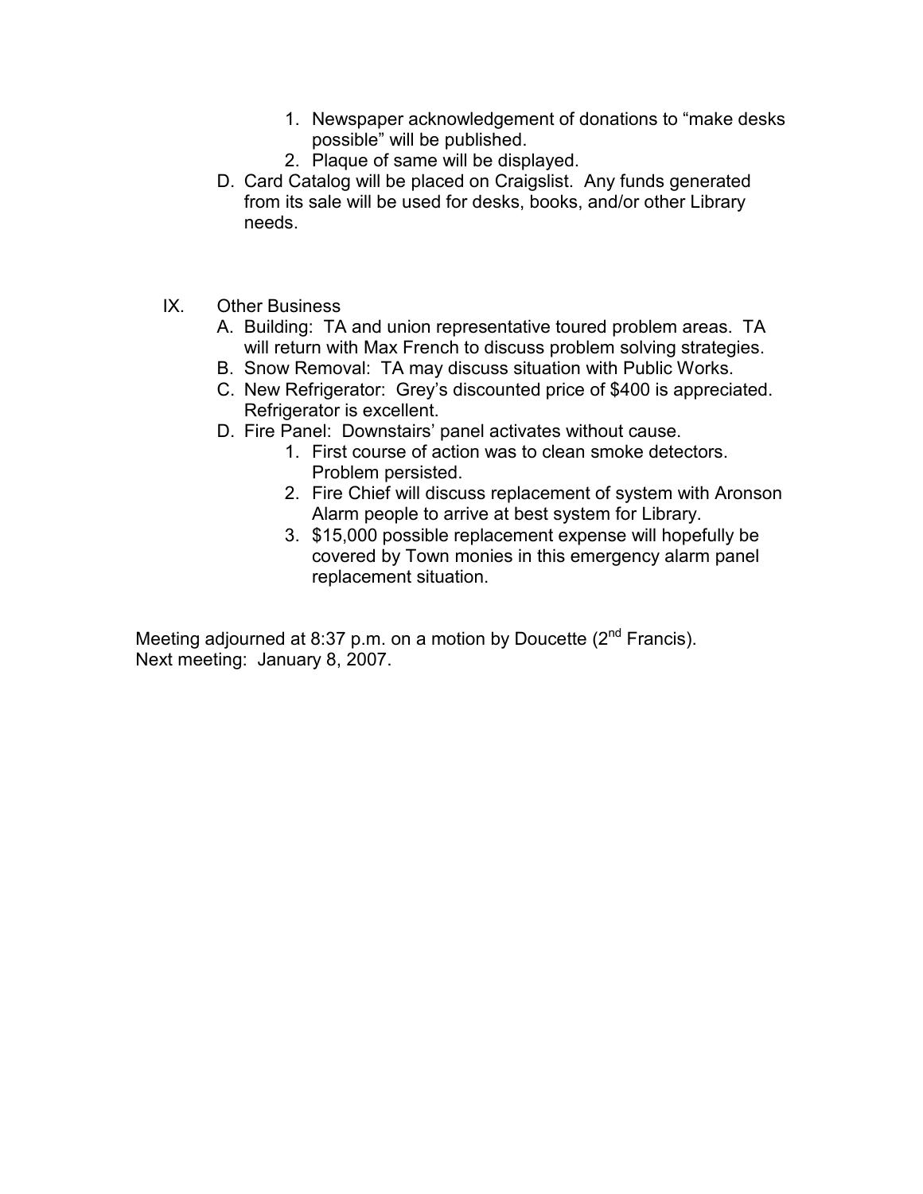1. Newspaper acknowledgement of donations to "make desks possible" will be published.
2. Plaque of same will be displayed.

D. Card Catalog will be placed on Craigslist. Any funds generated from its sale will be used for desks, books, and/or other Library needs.

IX. Other Business

A. Building: TA and union representative toured problem areas. TA will return with Max French to discuss problem solving strategies.

B. Snow Removal: TA may discuss situation with Public Works.

C. New Refrigerator: Grey's discounted price of $400 is appreciated. Refrigerator is excellent.

D. Fire Panel: Downstairs' panel activates without cause.

1. First course of action was to clean smoke detectors. Problem persisted.
2. Fire Chief will discuss replacement of system with Aronson Alarm people to arrive at best system for Library.
3. $15,000 possible replacement expense will hopefully be covered by Town monies in this emergency alarm panel replacement situation.

Meeting adjourned at 8:37 p.m. on a motion by Doucette (2nd Francis).
Next meeting: January 8, 2007.